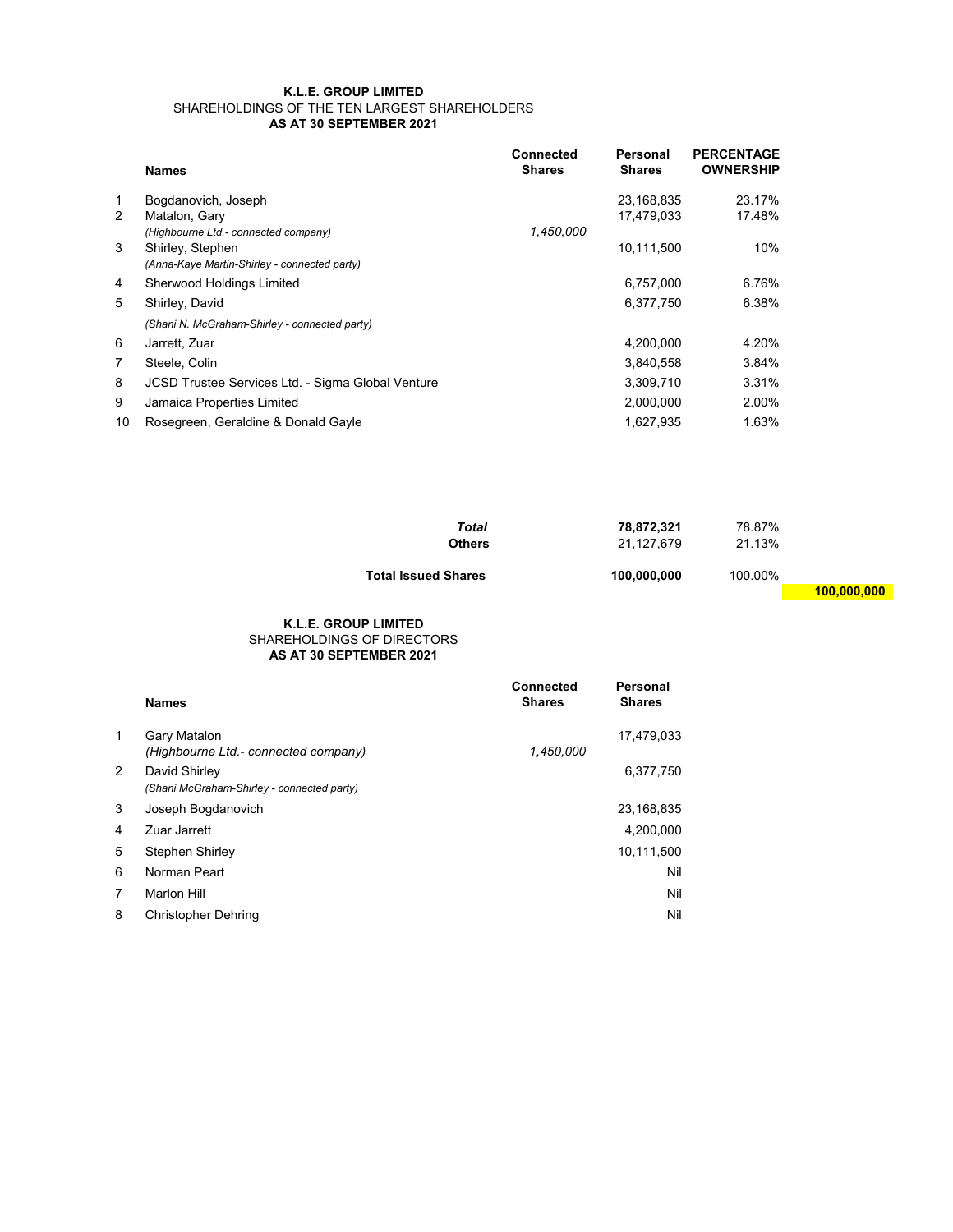**K.L.E. GROUP LIMITED**
SHAREHOLDINGS OF THE TEN LARGEST SHAREHOLDERS
**AS AT 30 SEPTEMBER 2021**

| | Names | Connected Shares | Personal Shares | PERCENTAGE OWNERSHIP |
|---|---|---|---|---|
| 1 | Bogdanovich, Joseph | | 23,168,835 | 23.17% |
| 2 | Matalon, Gary | | 17,479,033 | 17.48% |
| | *(Highbourne Ltd.- connected company)* | *1,450,000* | | |
| 3 | Shirley, Stephen | | 10,111,500 | 10% |
| | *(Anna-Kaye Martin-Shirley - connected party)* | | | |
| 4 | Sherwood Holdings Limited | | 6,757,000 | 6.76% |
| 5 | Shirley, David | | 6,377,750 | 6.38% |
| | *(Shani N. McGraham-Shirley - connected party)* | | | |
| 6 | Jarrett, Zuar | | 4,200,000 | 4.20% |
| 7 | Steele, Colin | | 3,840,558 | 3.84% |
| 8 | JCSD Trustee Services Ltd. - Sigma Global Venture | | 3,309,710 | 3.31% |
| 9 | Jamaica Properties Limited | | 2,000,000 | 2.00% |
| 10 | Rosegreen, Geraldine & Donald Gayle | | 1,627,935 | 1.63% |
| | ***Total*** | | **78,872,321** | 78.87% |
| | **Others** | | 21,127,679 | 21.13% |
| | **Total Issued Shares** | | **100,000,000** | 100.00% |

**100,000,000**

**K.L.E. GROUP LIMITED**
SHAREHOLDINGS OF DIRECTORS
**AS AT 30 SEPTEMBER 2021**

| | Names | Connected Shares | Personal Shares |
|---|---|---|---|
| 1 | Gary Matalon | | 17,479,033 |
| | *(Highbourne Ltd.- connected company)* | *1,450,000* | |
| 2 | David Shirley | | 6,377,750 |
| | *(Shani McGraham-Shirley - connected party)* | | |
| 3 | Joseph Bogdanovich | | 23,168,835 |
| 4 | Zuar Jarrett | | 4,200,000 |
| 5 | Stephen Shirley | | 10,111,500 |
| 6 | Norman Peart | | Nil |
| 7 | Marlon Hill | | Nil |
| 8 | Christopher Dehring | | Nil |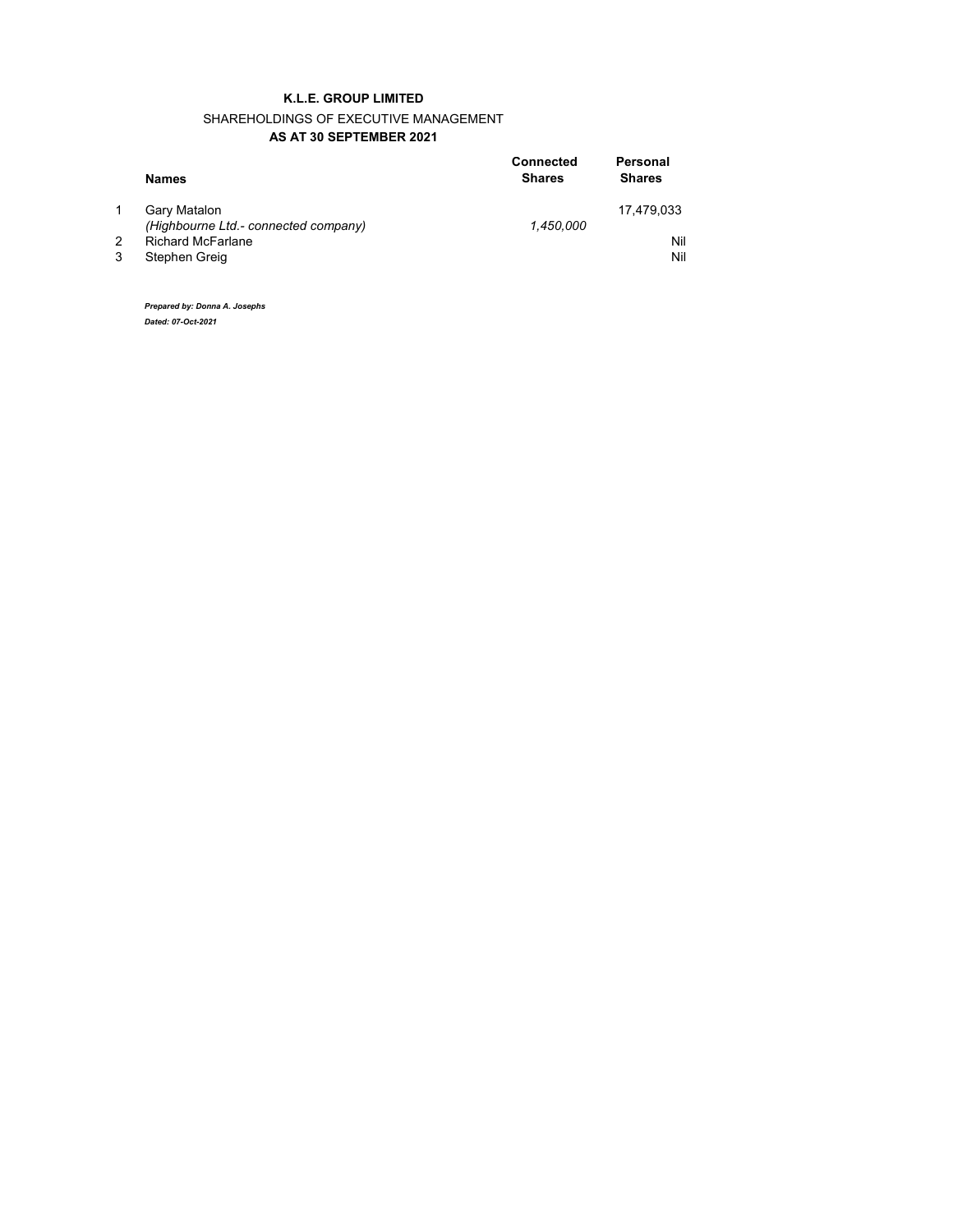**K.L.E. GROUP LIMITED**

SHAREHOLDINGS OF EXECUTIVE MANAGEMENT

**AS AT 30 SEPTEMBER 2021**

| | **Names** | **Connected Shares** | **Personal Shares** |
|---|---|---|---|
| 1 | Gary Matalon | | 17,479,033 |
| | *(Highbourne Ltd.- connected company)* | *1,450,000* | |
| 2 | Richard McFarlane | | Nil |
| 3 | Stephen Greig | | Nil |

***Prepared by: Donna A. Josephs***

***Dated: 07-Oct-2021***